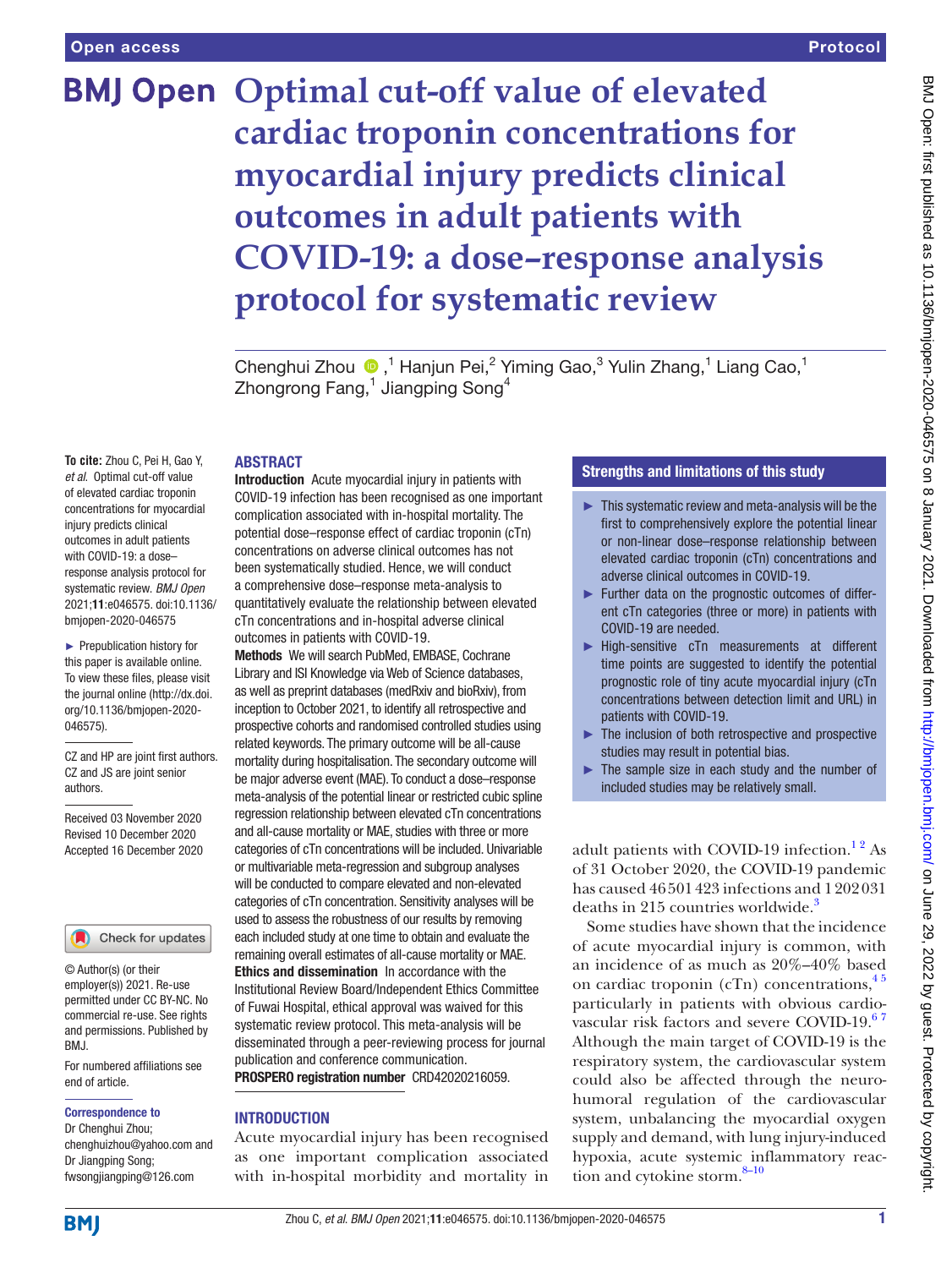# Optimal cut-off value of elevated cardiac troponin concentrations for myocardial injury predicts clinical outcomes in adult patients with COVID-19: a dose–response analysis protocol for systematic review

Chenghui Zhou,[1] Hanjun Pei,[2] Yiming Gao,[3] Yulin Zhang,[1] Liang Cao,[1] Zhongrong Fang,[1] Jiangping Song[4]

**To cite:** Zhou C, Pei H, Gao Y, *et al*. Optimal cut-off value of elevated cardiac troponin concentrations for myocardial injury predicts clinical outcomes in adult patients with COVID-19: a dose–response analysis protocol for systematic review. *BMJ Open* 2021;**11**:e046575. doi:10.1136/bmjopen-2020-046575

► Prepublication history for this paper is available online. To view these files, please visit the journal online (http://dx.doi.org/10.1136/bmjopen-2020-046575).

CZ and HP are joint first authors.
CZ and JS are joint senior authors.

Received 03 November 2020
Revised 10 December 2020
Accepted 16 December 2020

© Author(s) (or their employer(s)) 2021. Re-use permitted under CC BY-NC. No commercial re-use. See rights and permissions. Published by BMJ.

For numbered affiliations see end of article.

**Correspondence to**
Dr Chenghui Zhou; chenghuizhou@yahoo.com and Dr Jiangping Song; fwsongjiangping@126.com

## ABSTRACT

**Introduction** Acute myocardial injury in patients with COVID-19 infection has been recognised as one important complication associated with in-hospital mortality. The potential dose–response effect of cardiac troponin (cTn) concentrations on adverse clinical outcomes has not been systematically studied. Hence, we will conduct a comprehensive dose–response meta-analysis to quantitatively evaluate the relationship between elevated cTn concentrations and in-hospital adverse clinical outcomes in patients with COVID-19.

**Methods** We will search PubMed, EMBASE, Cochrane Library and ISI Knowledge via Web of Science databases, as well as preprint databases (medRxiv and bioRxiv), from inception to October 2021, to identify all retrospective and prospective cohorts and randomised controlled studies using related keywords. The primary outcome will be all-cause mortality during hospitalisation. The secondary outcome will be major adverse event (MAE). To conduct a dose–response meta-analysis of the potential linear or restricted cubic spline regression relationship between elevated cTn concentrations and all-cause mortality or MAE, studies with three or more categories of cTn concentrations will be included. Univariable or multivariable meta-regression and subgroup analyses will be conducted to compare elevated and non-elevated categories of cTn concentration. Sensitivity analyses will be used to assess the robustness of our results by removing each included study at one time to obtain and evaluate the remaining overall estimates of all-cause mortality or MAE.

**Ethics and dissemination** In accordance with the Institutional Review Board/Independent Ethics Committee of Fuwai Hospital, ethical approval was waived for this systematic review protocol. This meta-analysis will be disseminated through a peer-reviewing process for journal publication and conference communication.

**PROSPERO registration number** CRD42020216059.

## Strengths and limitations of this study

- ► This systematic review and meta-analysis will be the first to comprehensively explore the potential linear or non-linear dose–response relationship between elevated cardiac troponin (cTn) concentrations and adverse clinical outcomes in COVID-19.
- ► Further data on the prognostic outcomes of different cTn categories (three or more) in patients with COVID-19 are needed.
- ► High-sensitive cTn measurements at different time points are suggested to identify the potential prognostic role of tiny acute myocardial injury (cTn concentrations between detection limit and URL) in patients with COVID-19.
- ► The inclusion of both retrospective and prospective studies may result in potential bias.
- ► The sample size in each study and the number of included studies may be relatively small.

## INTRODUCTION

Acute myocardial injury has been recognised as one important complication associated with in-hospital morbidity and mortality in adult patients with COVID-19 infection.[1,2] As of 31 October 2020, the COVID-19 pandemic has caused 46 501 423 infections and 1 202 031 deaths in 215 countries worldwide.[3]

Some studies have shown that the incidence of acute myocardial injury is common, with an incidence of as much as 20%–40% based on cardiac troponin (cTn) concentrations,[4,5] particularly in patients with obvious cardiovascular risk factors and severe COVID-19.[6,7] Although the main target of COVID-19 is the respiratory system, the cardiovascular system could also be affected through the neurohumoral regulation of the cardiovascular system, unbalancing the myocardial oxygen supply and demand, with lung injury-induced hypoxia, acute systemic inflammatory reaction and cytokine storm.[8–10]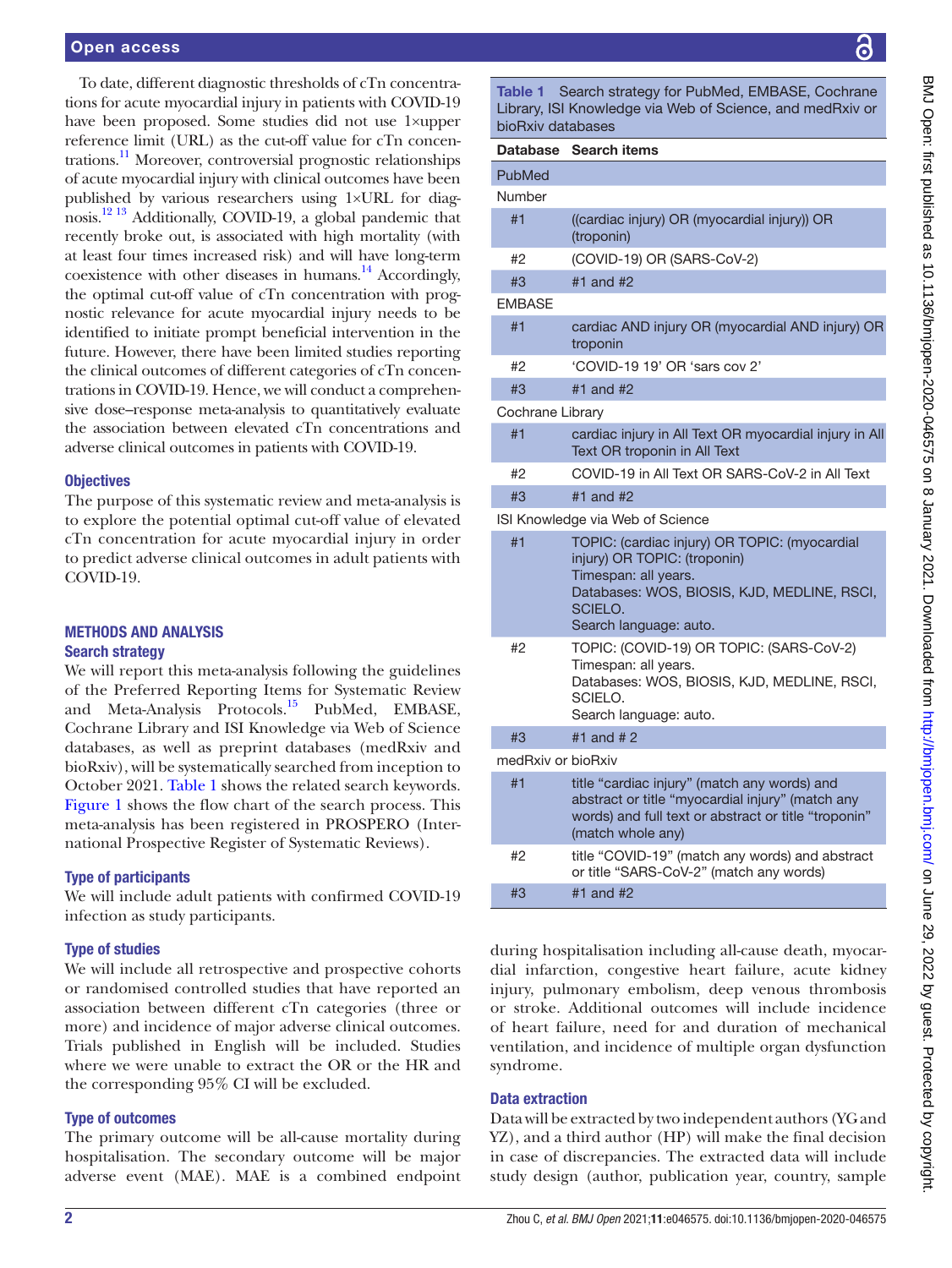To date, different diagnostic thresholds of cTn concentrations for acute myocardial injury in patients with COVID-19 have been proposed. Some studies did not use 1×upper reference limit (URL) as the cut-off value for cTn concentrations.[11] Moreover, controversial prognostic relationships of acute myocardial injury with clinical outcomes have been published by various researchers using 1×URL for diagnosis.[12 13] Additionally, COVID-19, a global pandemic that recently broke out, is associated with high mortality (with at least four times increased risk) and will have long-term coexistence with other diseases in humans.[14] Accordingly, the optimal cut-off value of cTn concentration with prognostic relevance for acute myocardial injury needs to be identified to initiate prompt beneficial intervention in the future. However, there have been limited studies reporting the clinical outcomes of different categories of cTn concentrations in COVID-19. Hence, we will conduct a comprehensive dose–response meta-analysis to quantitatively evaluate the association between elevated cTn concentrations and adverse clinical outcomes in patients with COVID-19.

### Objectives

The purpose of this systematic review and meta-analysis is to explore the potential optimal cut-off value of elevated cTn concentration for acute myocardial injury in order to predict adverse clinical outcomes in adult patients with COVID-19.

## METHODS AND ANALYSIS

### Search strategy

We will report this meta-analysis following the guidelines of the Preferred Reporting Items for Systematic Review and Meta-Analysis Protocols.[15] PubMed, EMBASE, Cochrane Library and ISI Knowledge via Web of Science databases, as well as preprint databases (medRxiv and bioRxiv), will be systematically searched from inception to October 2021. Table 1 shows the related search keywords. Figure 1 shows the flow chart of the search process. This meta-analysis has been registered in PROSPERO (International Prospective Register of Systematic Reviews).

**Table 1** Search strategy for PubMed, EMBASE, Cochrane Library, ISI Knowledge via Web of Science, and medRxiv or bioRxiv databases

| Database | Search items |
|---|---|
| PubMed | |
| Number | |
| #1 | ((cardiac injury) OR (myocardial injury)) OR (troponin) |
| #2 | (COVID-19) OR (SARS-CoV-2) |
| #3 | #1 and #2 |
| EMBASE | |
| #1 | cardiac AND injury OR (myocardial AND injury) OR troponin |
| #2 | 'COVID-19 19' OR 'sars cov 2' |
| #3 | #1 and #2 |
| Cochrane Library | |
| #1 | cardiac injury in All Text OR myocardial injury in All Text OR troponin in All Text |
| #2 | COVID-19 in All Text OR SARS-CoV-2 in All Text |
| #3 | #1 and #2 |
| ISI Knowledge via Web of Science | |
| #1 | TOPIC: (cardiac injury) OR TOPIC: (myocardial injury) OR TOPIC: (troponin)<br>Timespan: all years.<br>Databases: WOS, BIOSIS, KJD, MEDLINE, RSCI, SCIELO.<br>Search language: auto. |
| #2 | TOPIC: (COVID-19) OR TOPIC: (SARS-CoV-2)<br>Timespan: all years.<br>Databases: WOS, BIOSIS, KJD, MEDLINE, RSCI, SCIELO.<br>Search language: auto. |
| #3 | #1 and # 2 |
| medRxiv or bioRxiv | |
| #1 | title "cardiac injury" (match any words) and abstract or title "myocardial injury" (match any words) and full text or abstract or title "troponin" (match whole any) |
| #2 | title "COVID-19" (match any words) and abstract or title "SARS-CoV-2" (match any words) |
| #3 | #1 and #2 |

### Type of participants

We will include adult patients with confirmed COVID-19 infection as study participants.

### Type of studies

We will include all retrospective and prospective cohorts or randomised controlled studies that have reported an association between different cTn categories (three or more) and incidence of major adverse clinical outcomes. Trials published in English will be included. Studies where we were unable to extract the OR or the HR and the corresponding 95% CI will be excluded.

### Type of outcomes

The primary outcome will be all-cause mortality during hospitalisation. The secondary outcome will be major adverse event (MAE). MAE is a combined endpoint during hospitalisation including all-cause death, myocardial infarction, congestive heart failure, acute kidney injury, pulmonary embolism, deep venous thrombosis or stroke. Additional outcomes will include incidence of heart failure, need for and duration of mechanical ventilation, and incidence of multiple organ dysfunction syndrome.

### Data extraction

Data will be extracted by two independent authors (YG and YZ), and a third author (HP) will make the final decision in case of discrepancies. The extracted data will include study design (author, publication year, country, sample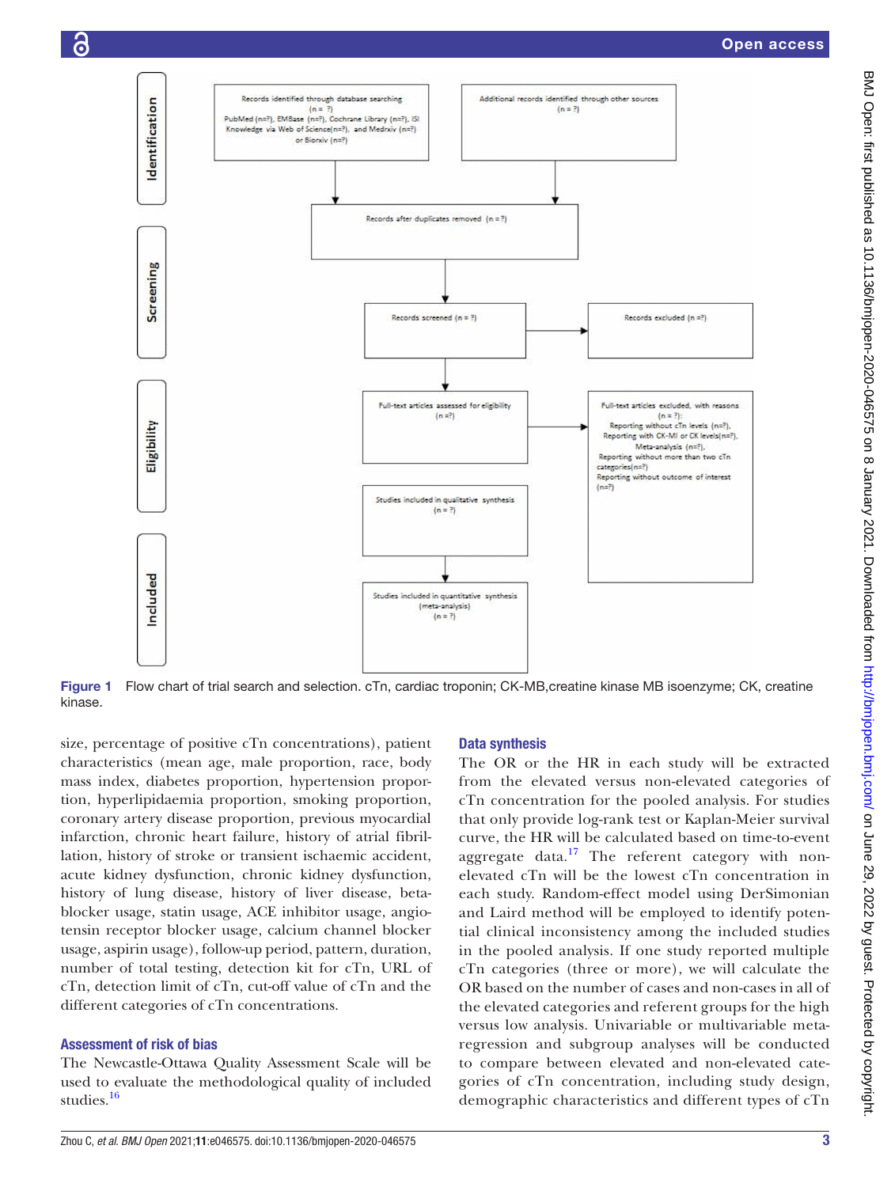Records identified through database searching (n = ?) PubMed (n=?), EMBase (n=?), Cochrane Library (n=?), ISI Knowledge via Web of Science(n=?), and Medrxiv (n=?) or Biorxiv (n=?)

Additional records identified through other sources (n = ?)

Records after duplicates removed (n = ?)

Records screened (n = ?)

Records excluded (n =?)

Full-text articles assessed for eligibility (n =?)

Full-text articles excluded, with reasons (n = ?): Reporting without cTn levels (n=?), Reporting with CK-MB or CK levels(n=?), Meta-analysis (n=?), Reporting without more than two cTn categories(n=?) Reporting without outcome of interest (n=?)

Studies included in qualitative synthesis (n = ?)

Studies included in quantitative synthesis (meta-analysis) (n = ?)

Identification | Screening | Eligibility | Included

Figure 1 Flow chart of trial search and selection. cTn, cardiac troponin; CK-MB,creatine kinase MB isoenzyme; CK, creatine kinase.

size, percentage of positive cTn concentrations), patient characteristics (mean age, male proportion, race, body mass index, diabetes proportion, hypertension proportion, hyperlipidaemia proportion, smoking proportion, coronary artery disease proportion, previous myocardial infarction, chronic heart failure, history of atrial fibrillation, history of stroke or transient ischaemic accident, acute kidney dysfunction, chronic kidney dysfunction, history of lung disease, history of liver disease, beta-blocker usage, statin usage, ACE inhibitor usage, angiotensin receptor blocker usage, calcium channel blocker usage, aspirin usage), follow-up period, pattern, duration, number of total testing, detection kit for cTn, URL of cTn, detection limit of cTn, cut-off value of cTn and the different categories of cTn concentrations.

### Assessment of risk of bias

The Newcastle-Ottawa Quality Assessment Scale will be used to evaluate the methodological quality of included studies.[16]

### Data synthesis

The OR or the HR in each study will be extracted from the elevated versus non-elevated categories of cTn concentration for the pooled analysis. For studies that only provide log-rank test or Kaplan-Meier survival curve, the HR will be calculated based on time-to-event aggregate data.[17] The referent category with non-elevated cTn will be the lowest cTn concentration in each study. Random-effect model using DerSimonian and Laird method will be employed to identify potential clinical inconsistency among the included studies in the pooled analysis. If one study reported multiple cTn categories (three or more), we will calculate the OR based on the number of cases and non-cases in all of the elevated categories and referent groups for the high versus low analysis. Univariable or multivariable meta-regression and subgroup analyses will be conducted to compare between elevated and non-elevated categories of cTn concentration, including study design, demographic characteristics and different types of cTn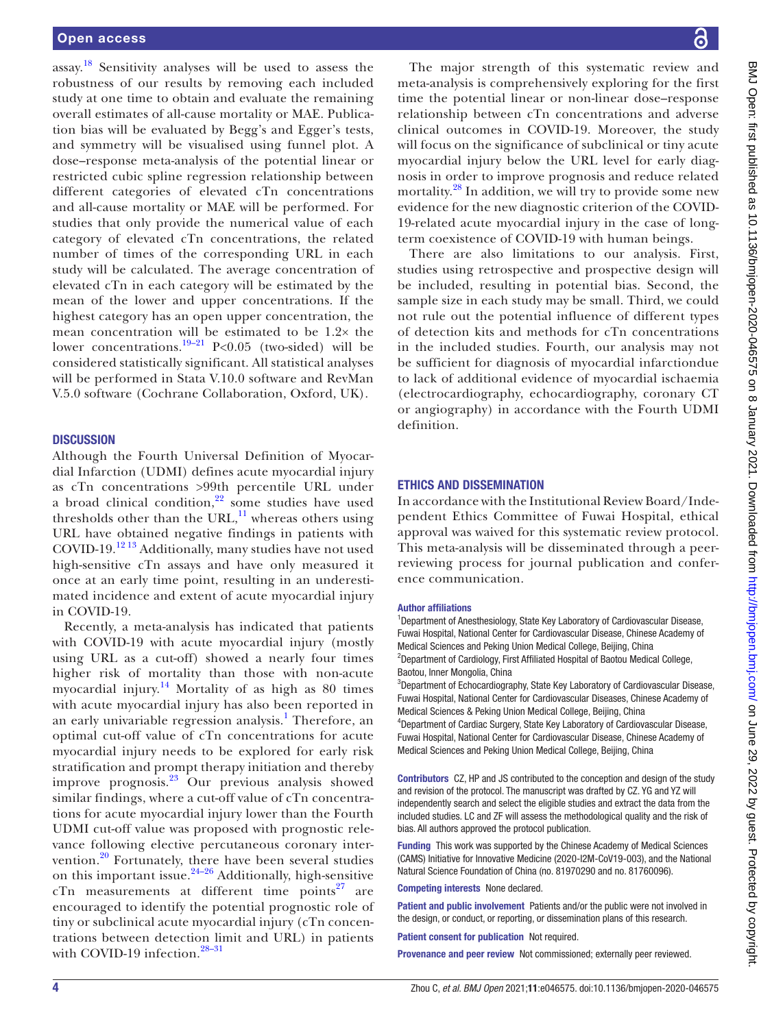assay.[18] Sensitivity analyses will be used to assess the robustness of our results by removing each included study at one time to obtain and evaluate the remaining overall estimates of all-cause mortality or MAE. Publication bias will be evaluated by Begg's and Egger's tests, and symmetry will be visualised using funnel plot. A dose–response meta-analysis of the potential linear or restricted cubic spline regression relationship between different categories of elevated cTn concentrations and all-cause mortality or MAE will be performed. For studies that only provide the numerical value of each category of elevated cTn concentrations, the related number of times of the corresponding URL in each study will be calculated. The average concentration of elevated cTn in each category will be estimated by the mean of the lower and upper concentrations. If the highest category has an open upper concentration, the mean concentration will be estimated to be 1.2× the lower concentrations.[19–21] $P<0.05$ (two-sided) will be considered statistically significant. All statistical analyses will be performed in Stata V.10.0 software and RevMan V.5.0 software (Cochrane Collaboration, Oxford, UK).

## DISCUSSION

Although the Fourth Universal Definition of Myocardial Infarction (UDMI) defines acute myocardial injury as cTn concentrations >99th percentile URL under a broad clinical condition,[22] some studies have used thresholds other than the URL,[11] whereas others using URL have obtained negative findings in patients with COVID-19.[12 13] Additionally, many studies have not used high-sensitive cTn assays and have only measured it once at an early time point, resulting in an underestimated incidence and extent of acute myocardial injury in COVID-19.

Recently, a meta-analysis has indicated that patients with COVID-19 with acute myocardial injury (mostly using URL as a cut-off) showed a nearly four times higher risk of mortality than those with non-acute myocardial injury.[14] Mortality of as high as 80 times with acute myocardial injury has also been reported in an early univariable regression analysis.[1] Therefore, an optimal cut-off value of cTn concentrations for acute myocardial injury needs to be explored for early risk stratification and prompt therapy initiation and thereby improve prognosis.[23] Our previous analysis showed similar findings, where a cut-off value of cTn concentrations for acute myocardial injury lower than the Fourth UDMI cut-off value was proposed with prognostic relevance following elective percutaneous coronary intervention.[20] Fortunately, there have been several studies on this important issue.[24–26] Additionally, high-sensitive cTn measurements at different time points[27] are encouraged to identify the potential prognostic role of tiny or subclinical acute myocardial injury (cTn concentrations between detection limit and URL) in patients with COVID-19 infection.[28–31]

The major strength of this systematic review and meta-analysis is comprehensively exploring for the first time the potential linear or non-linear dose–response relationship between cTn concentrations and adverse clinical outcomes in COVID-19. Moreover, the study will focus on the significance of subclinical or tiny acute myocardial injury below the URL level for early diagnosis in order to improve prognosis and reduce related mortality.[28] In addition, we will try to provide some new evidence for the new diagnostic criterion of the COVID-19-related acute myocardial injury in the case of long-term coexistence of COVID-19 with human beings.

There are also limitations to our analysis. First, studies using retrospective and prospective design will be included, resulting in potential bias. Second, the sample size in each study may be small. Third, we could not rule out the potential influence of different types of detection kits and methods for cTn concentrations in the included studies. Fourth, our analysis may not be sufficient for diagnosis of myocardial infarctiondue to lack of additional evidence of myocardial ischaemia (electrocardiography, echocardiography, coronary CT or angiography) in accordance with the Fourth UDMI definition.

## ETHICS AND DISSEMINATION

In accordance with the Institutional Review Board/Independent Ethics Committee of Fuwai Hospital, ethical approval was waived for this systematic review protocol. This meta-analysis will be disseminated through a peer-reviewing process for journal publication and conference communication.

**Author affiliations**

[1]Department of Anesthesiology, State Key Laboratory of Cardiovascular Disease, Fuwai Hospital, National Center for Cardiovascular Disease, Chinese Academy of Medical Sciences and Peking Union Medical College, Beijing, China
[2]Department of Cardiology, First Affiliated Hospital of Baotou Medical College, Baotou, Inner Mongolia, China
[3]Department of Echocardiography, State Key Laboratory of Cardiovascular Disease, Fuwai Hospital, National Center for Cardiovascular Diseases, Chinese Academy of Medical Sciences & Peking Union Medical College, Beijing, China
[4]Department of Cardiac Surgery, State Key Laboratory of Cardiovascular Disease, Fuwai Hospital, National Center for Cardiovascular Disease, Chinese Academy of Medical Sciences and Peking Union Medical College, Beijing, China

**Contributors** CZ, HP and JS contributed to the conception and design of the study and revision of the protocol. The manuscript was drafted by CZ. YG and YZ will independently search and select the eligible studies and extract the data from the included studies. LC and ZF will assess the methodological quality and the risk of bias. All authors approved the protocol publication.

**Funding** This work was supported by the Chinese Academy of Medical Sciences (CAMS) Initiative for Innovative Medicine (2020-I2M-CoV19-003), and the National Natural Science Foundation of China (no. 81970290 and no. 81760096).

**Competing interests** None declared.

**Patient and public involvement** Patients and/or the public were not involved in the design, or conduct, or reporting, or dissemination plans of this research.

**Patient consent for publication** Not required.

**Provenance and peer review** Not commissioned; externally peer reviewed.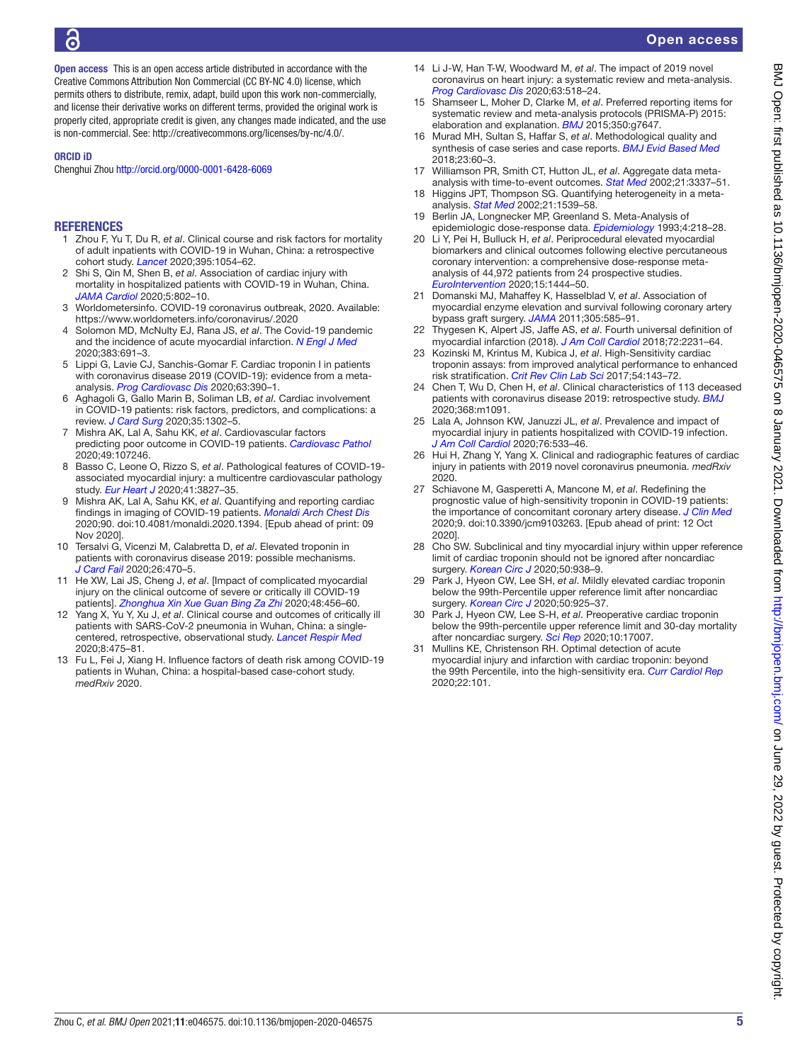**Open access** This is an open access article distributed in accordance with the Creative Commons Attribution Non Commercial (CC BY-NC 4.0) license, which permits others to distribute, remix, adapt, build upon this work non-commercially, and license their derivative works on different terms, provided the original work is properly cited, appropriate credit is given, any changes made indicated, and the use is non-commercial. See: http://creativecommons.org/licenses/by-nc/4.0/.

### ORCID iD

Chenghui Zhou http://orcid.org/0000-0001-6428-6069

## REFERENCES

1. Zhou F, Yu T, Du R, *et al*. Clinical course and risk factors for mortality of adult inpatients with COVID-19 in Wuhan, China: a retrospective cohort study. *Lancet* 2020;395:1054–62.
2. Shi S, Qin M, Shen B, *et al*. Association of cardiac injury with mortality in hospitalized patients with COVID-19 in Wuhan, China. *JAMA Cardiol* 2020;5:802–10.
3. Worldometersinfo. COVID-19 coronavirus outbreak, 2020. Available: https://www.worldometers.info/coronavirus/.2020
4. Solomon MD, McNulty EJ, Rana JS, *et al*. The Covid-19 pandemic and the incidence of acute myocardial infarction. *N Engl J Med* 2020;383:691–3.
5. Lippi G, Lavie CJ, Sanchis-Gomar F. Cardiac troponin I in patients with coronavirus disease 2019 (COVID-19): evidence from a meta-analysis. *Prog Cardiovasc Dis* 2020;63:390–1.
6. Aghagoli G, Gallo Marin B, Soliman LB, *et al*. Cardiac involvement in COVID-19 patients: risk factors, predictors, and complications: a review. *J Card Surg* 2020;35:1302–5.
7. Mishra AK, Lal A, Sahu KK, *et al*. Cardiovascular factors predicting poor outcome in COVID-19 patients. *Cardiovasc Pathol* 2020;49:107246.
8. Basso C, Leone O, Rizzo S, *et al*. Pathological features of COVID-19-associated myocardial injury: a multicentre cardiovascular pathology study. *Eur Heart J* 2020;41:3827–35.
9. Mishra AK, Lal A, Sahu KK, *et al*. Quantifying and reporting cardiac findings in imaging of COVID-19 patients. *Monaldi Arch Chest Dis* 2020;90. doi:10.4081/monaldi.2020.1394. [Epub ahead of print: 09 Nov 2020].
10. Tersalvi G, Vicenzi M, Calabretta D, *et al*. Elevated troponin in patients with coronavirus disease 2019: possible mechanisms. *J Card Fail* 2020;26:470–5.
11. He XW, Lai JS, Cheng J, *et al*. [Impact of complicated myocardial injury on the clinical outcome of severe or critically ill COVID-19 patients]. *Zhonghua Xin Xue Guan Bing Za Zhi* 2020;48:456–60.
12. Yang X, Yu Y, Xu J, *et al*. Clinical course and outcomes of critically ill patients with SARS-CoV-2 pneumonia in Wuhan, China: a single-centered, retrospective, observational study. *Lancet Respir Med* 2020;8:475–81.
13. Fu L, Fei J, Xiang H. Influence factors of death risk among COVID-19 patients in Wuhan, China: a hospital-based case-cohort study. *medRxiv* 2020.
14. Li J-W, Han T-W, Woodward M, *et al*. The impact of 2019 novel coronavirus on heart injury: a systematic review and meta-analysis. *Prog Cardiovasc Dis* 2020;63:518–24.
15. Shamseer L, Moher D, Clarke M, *et al*. Preferred reporting items for systematic review and meta-analysis protocols (PRISMA-P) 2015: elaboration and explanation. *BMJ* 2015;350:g7647.
16. Murad MH, Sultan S, Haffar S, *et al*. Methodological quality and synthesis of case series and case reports. *BMJ Evid Based Med* 2018;23:60–3.
17. Williamson PR, Smith CT, Hutton JL, *et al*. Aggregate data meta-analysis with time-to-event outcomes. *Stat Med* 2002;21:3337–51.
18. Higgins JPT, Thompson SG. Quantifying heterogeneity in a meta-analysis. *Stat Med* 2002;21:1539–58.
19. Berlin JA, Longnecker MP, Greenland S. Meta-Analysis of epidemiologic dose-response data. *Epidemiology* 1993;4:218–28.
20. Li Y, Pei H, Bulluck H, *et al*. Periprocedural elevated myocardial biomarkers and clinical outcomes following elective percutaneous coronary intervention: a comprehensive dose-response meta-analysis of 44,972 patients from 24 prospective studies. *EuroIntervention* 2020;15:1444–50.
21. Domanski MJ, Mahaffey K, Hasselblad V, *et al*. Association of myocardial enzyme elevation and survival following coronary artery bypass graft surgery. *JAMA* 2011;305:585–91.
22. Thygesen K, Alpert JS, Jaffe AS, *et al*. Fourth universal definition of myocardial infarction (2018). *J Am Coll Cardiol* 2018;72:2231–64.
23. Kozinski M, Krintus M, Kubica J, *et al*. High-Sensitivity cardiac troponin assays: from improved analytical performance to enhanced risk stratification. *Crit Rev Clin Lab Sci* 2017;54:143–72.
24. Chen T, Wu D, Chen H, *et al*. Clinical characteristics of 113 deceased patients with coronavirus disease 2019: retrospective study. *BMJ* 2020;368:m1091.
25. Lala A, Johnson KW, Januzzi JL, *et al*. Prevalence and impact of myocardial injury in patients hospitalized with COVID-19 infection. *J Am Coll Cardiol* 2020;76:533–46.
26. Hui H, Zhang Y, Yang X. Clinical and radiographic features of cardiac injury in patients with 2019 novel coronavirus pneumonia. *medRxiv* 2020.
27. Schiavone M, Gasperetti A, Mancone M, *et al*. Redefining the prognostic value of high-sensitivity troponin in COVID-19 patients: the importance of concomitant coronary artery disease. *J Clin Med* 2020;9. doi:10.3390/jcm9103263. [Epub ahead of print: 12 Oct 2020].
28. Cho SW. Subclinical and tiny myocardial injury within upper reference limit of cardiac troponin should not be ignored after noncardiac surgery. *Korean Circ J* 2020;50:938–9.
29. Park J, Hyeon CW, Lee SH, *et al*. Mildly elevated cardiac troponin below the 99th-Percentile upper reference limit after noncardiac surgery. *Korean Circ J* 2020;50:925–37.
30. Park J, Hyeon CW, Lee S-H, *et al*. Preoperative cardiac troponin below the 99th-percentile upper reference limit and 30-day mortality after noncardiac surgery. *Sci Rep* 2020;10:17007.
31. Mullins KE, Christenson RH. Optimal detection of acute myocardial injury and infarction with cardiac troponin: beyond the 99th Percentile, into the high-sensitivity era. *Curr Cardiol Rep* 2020;22:101.